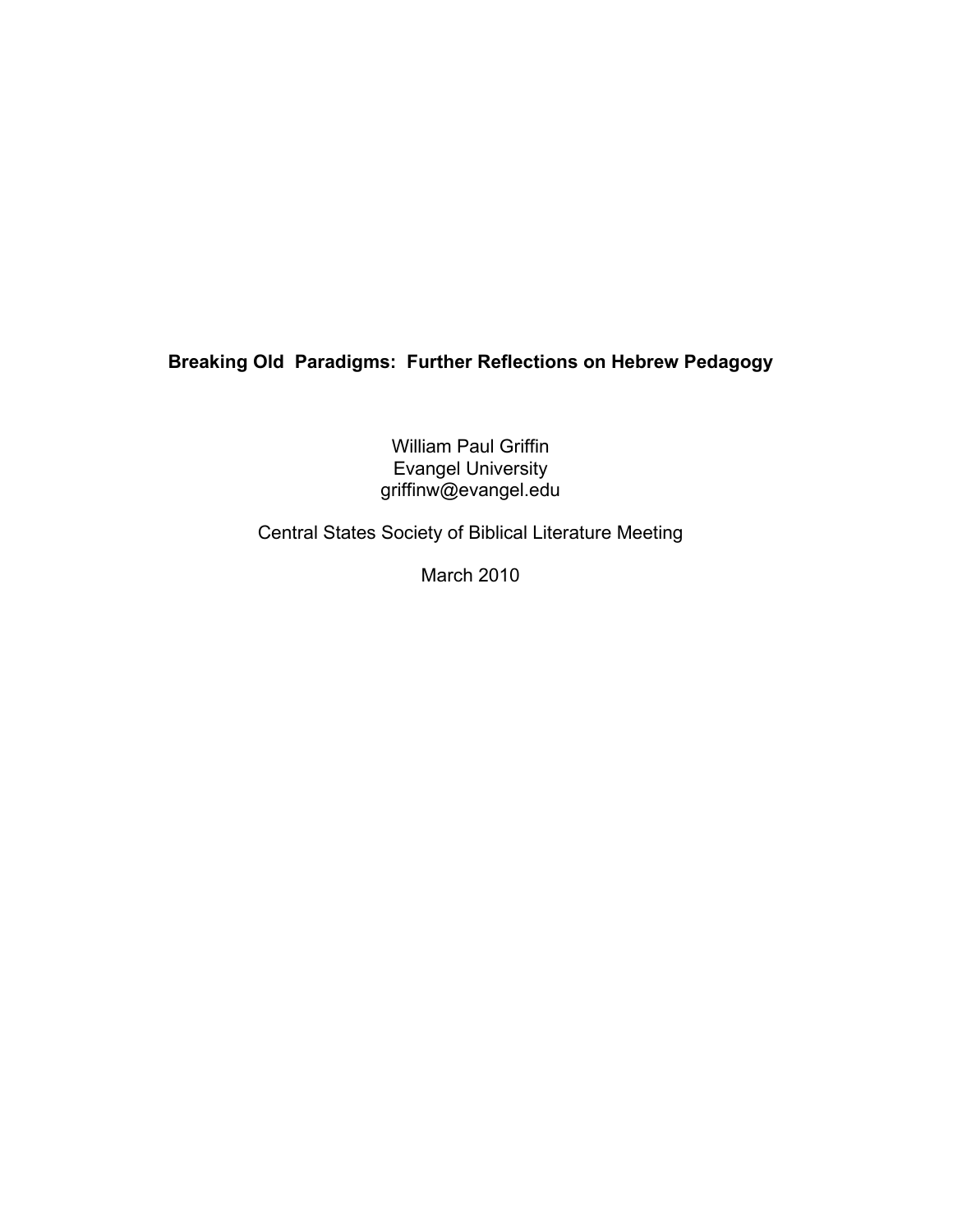# Breaking Old Paradigms: Further Reflections on Hebrew Pedagogy

William Paul Griffin
Evangel University
griffinw@evangel.edu

Central States Society of Biblical Literature Meeting

March 2010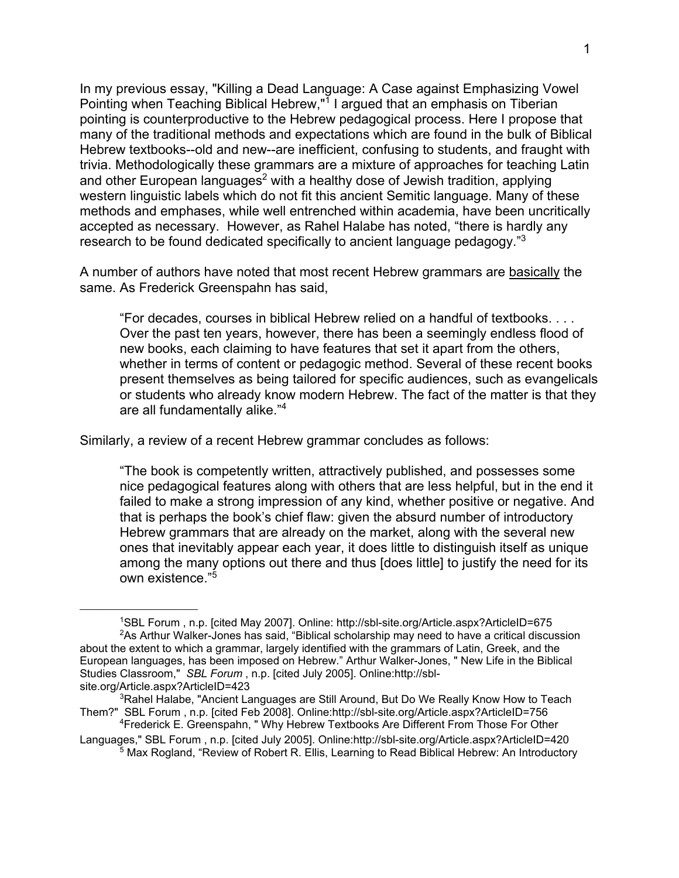In my previous essay, "Killing a Dead Language: A Case against Emphasizing Vowel Pointing when Teaching Biblical Hebrew,"[1] I argued that an emphasis on Tiberian pointing is counterproductive to the Hebrew pedagogical process. Here I propose that many of the traditional methods and expectations which are found in the bulk of Biblical Hebrew textbooks--old and new--are inefficient, confusing to students, and fraught with trivia. Methodologically these grammars are a mixture of approaches for teaching Latin and other European languages[2] with a healthy dose of Jewish tradition, applying western linguistic labels which do not fit this ancient Semitic language. Many of these methods and emphases, while well entrenched within academia, have been uncritically accepted as necessary. However, as Rahel Halabe has noted, "there is hardly any research to be found dedicated specifically to ancient language pedagogy."[3]

A number of authors have noted that most recent Hebrew grammars are <u>basically</u> the same. As Frederick Greenspahn has said,

> "For decades, courses in biblical Hebrew relied on a handful of textbooks. . . . Over the past ten years, however, there has been a seemingly endless flood of new books, each claiming to have features that set it apart from the others, whether in terms of content or pedagogic method. Several of these recent books present themselves as being tailored for specific audiences, such as evangelicals or students who already know modern Hebrew. The fact of the matter is that they are all fundamentally alike."[4]

Similarly, a review of a recent Hebrew grammar concludes as follows:

> "The book is competently written, attractively published, and possesses some nice pedagogical features along with others that are less helpful, but in the end it failed to make a strong impression of any kind, whether positive or negative. And that is perhaps the book's chief flaw: given the absurd number of introductory Hebrew grammars that are already on the market, along with the several new ones that inevitably appear each year, it does little to distinguish itself as unique among the many options out there and thus [does little] to justify the need for its own existence."[5]

---

[1] SBL Forum , n.p. [cited May 2007]. Online: http://sbl-site.org/Article.aspx?ArticleID=675

[2] As Arthur Walker-Jones has said, "Biblical scholarship may need to have a critical discussion about the extent to which a grammar, largely identified with the grammars of Latin, Greek, and the European languages, has been imposed on Hebrew." Arthur Walker-Jones, " New Life in the Biblical Studies Classroom," *SBL Forum* , n.p. [cited July 2005]. Online:http://sbl-site.org/Article.aspx?ArticleID=423

[3] Rahel Halabe, "Ancient Languages are Still Around, But Do We Really Know How to Teach Them?" SBL Forum , n.p. [cited Feb 2008]. Online:http://sbl-site.org/Article.aspx?ArticleID=756

[4] Frederick E. Greenspahn, " Why Hebrew Textbooks Are Different From Those For Other Languages," SBL Forum , n.p. [cited July 2005]. Online:http://sbl-site.org/Article.aspx?ArticleID=420

[5] Max Rogland, "Review of Robert R. Ellis, Learning to Read Biblical Hebrew: An Introductory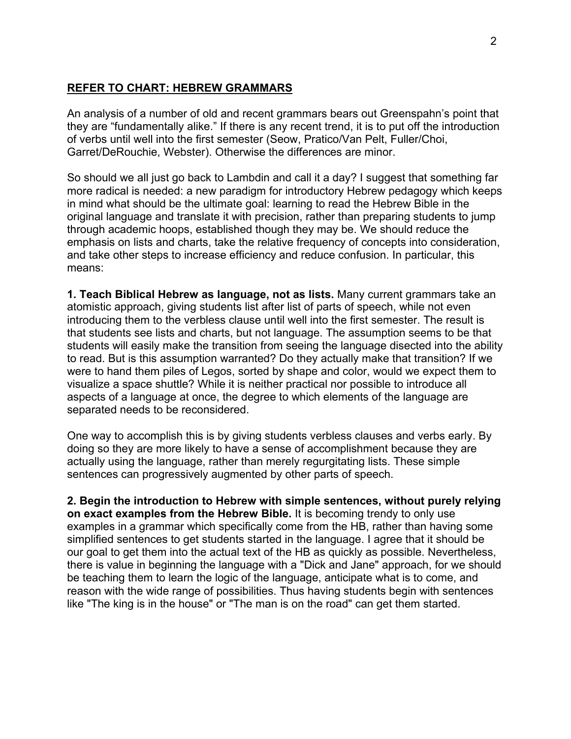**REFER TO CHART: HEBREW GRAMMARS**

An analysis of a number of old and recent grammars bears out Greenspahn's point that they are "fundamentally alike." If there is any recent trend, it is to put off the introduction of verbs until well into the first semester (Seow, Pratico/Van Pelt, Fuller/Choi, Garret/DeRouchie, Webster). Otherwise the differences are minor.

So should we all just go back to Lambdin and call it a day? I suggest that something far more radical is needed: a new paradigm for introductory Hebrew pedagogy which keeps in mind what should be the ultimate goal: learning to read the Hebrew Bible in the original language and translate it with precision, rather than preparing students to jump through academic hoops, established though they may be. We should reduce the emphasis on lists and charts, take the relative frequency of concepts into consideration, and take other steps to increase efficiency and reduce confusion. In particular, this means:

**1. Teach Biblical Hebrew as language, not as lists.** Many current grammars take an atomistic approach, giving students list after list of parts of speech, while not even introducing them to the verbless clause until well into the first semester. The result is that students see lists and charts, but not language. The assumption seems to be that students will easily make the transition from seeing the language disected into the ability to read. But is this assumption warranted? Do they actually make that transition? If we were to hand them piles of Legos, sorted by shape and color, would we expect them to visualize a space shuttle? While it is neither practical nor possible to introduce all aspects of a language at once, the degree to which elements of the language are separated needs to be reconsidered.

One way to accomplish this is by giving students verbless clauses and verbs early. By doing so they are more likely to have a sense of accomplishment because they are actually using the language, rather than merely regurgitating lists. These simple sentences can progressively augmented by other parts of speech.

**2. Begin the introduction to Hebrew with simple sentences, without purely relying on exact examples from the Hebrew Bible.** It is becoming trendy to only use examples in a grammar which specifically come from the HB, rather than having some simplified sentences to get students started in the language. I agree that it should be our goal to get them into the actual text of the HB as quickly as possible. Nevertheless, there is value in beginning the language with a "Dick and Jane" approach, for we should be teaching them to learn the logic of the language, anticipate what is to come, and reason with the wide range of possibilities. Thus having students begin with sentences like "The king is in the house" or "The man is on the road" can get them started.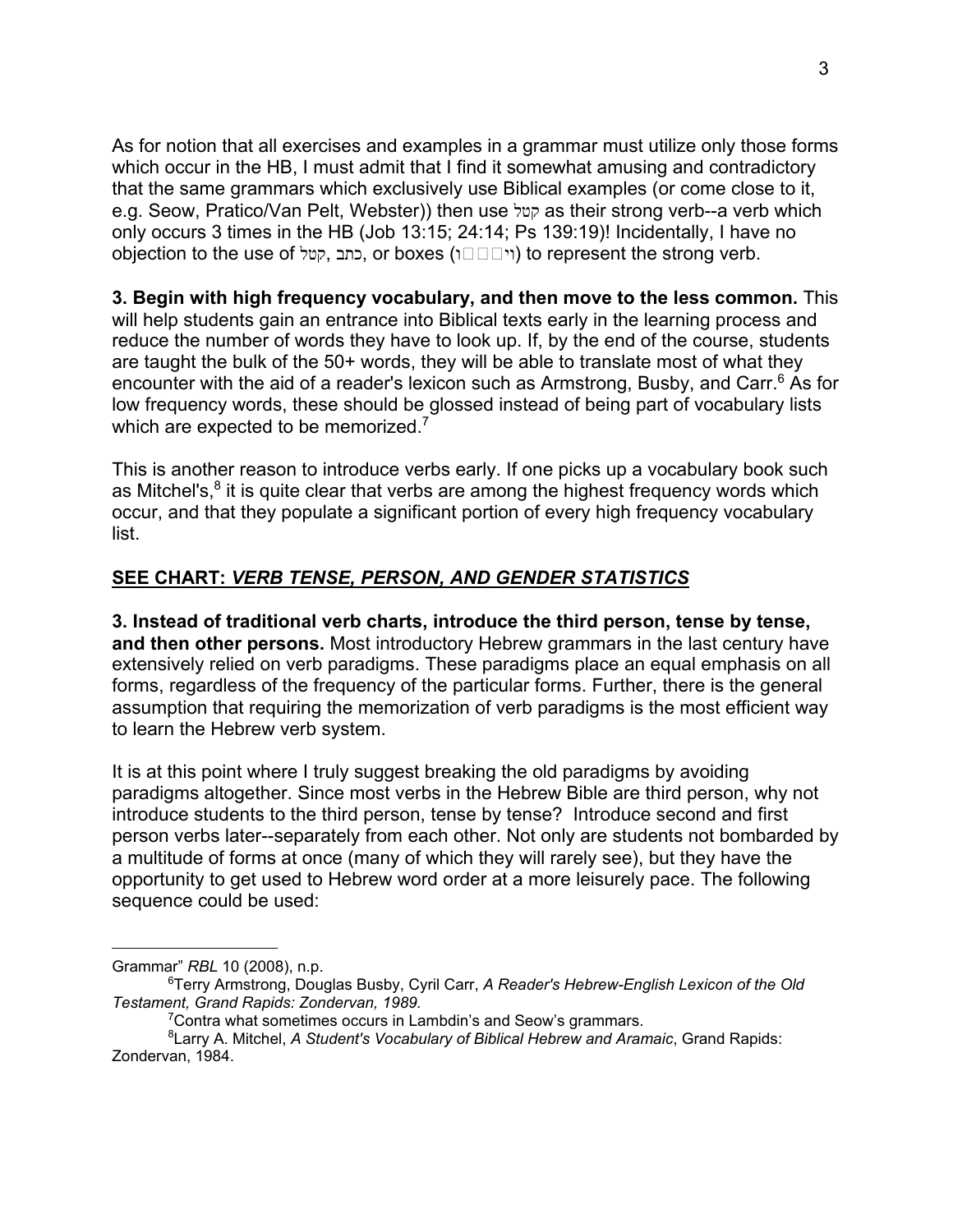As for notion that all exercises and examples in a grammar must utilize only those forms which occur in the HB, I must admit that I find it somewhat amusing and contradictory that the same grammars which exclusively use Biblical examples (or come close to it, e.g. Seow, Pratico/Van Pelt, Webster)) then use קטל as their strong verb--a verb which only occurs 3 times in the HB (Job 13:15; 24:14; Ps 139:19)! Incidentally, I have no objection to the use of קטל, כתב, or boxes (ו□□□וי) to represent the strong verb.

**3. Begin with high frequency vocabulary, and then move to the less common.** This will help students gain an entrance into Biblical texts early in the learning process and reduce the number of words they have to look up. If, by the end of the course, students are taught the bulk of the 50+ words, they will be able to translate most of what they encounter with the aid of a reader's lexicon such as Armstrong, Busby, and Carr.[6] As for low frequency words, these should be glossed instead of being part of vocabulary lists which are expected to be memorized.[7]

This is another reason to introduce verbs early. If one picks up a vocabulary book such as Mitchel's,[8] it is quite clear that verbs are among the highest frequency words which occur, and that they populate a significant portion of every high frequency vocabulary list.

**SEE CHART: *VERB TENSE, PERSON, AND GENDER STATISTICS***

**3. Instead of traditional verb charts, introduce the third person, tense by tense, and then other persons.** Most introductory Hebrew grammars in the last century have extensively relied on verb paradigms. These paradigms place an equal emphasis on all forms, regardless of the frequency of the particular forms. Further, there is the general assumption that requiring the memorization of verb paradigms is the most efficient way to learn the Hebrew verb system.

It is at this point where I truly suggest breaking the old paradigms by avoiding paradigms altogether. Since most verbs in the Hebrew Bible are third person, why not introduce students to the third person, tense by tense? Introduce second and first person verbs later--separately from each other. Not only are students not bombarded by a multitude of forms at once (many of which they will rarely see), but they have the opportunity to get used to Hebrew word order at a more leisurely pace. The following sequence could be used:

---

Grammar" *RBL* 10 (2008), n.p.

[6] Terry Armstrong, Douglas Busby, Cyril Carr, *A Reader's Hebrew-English Lexicon of the Old Testament, Grand Rapids: Zondervan, 1989.*

[7] Contra what sometimes occurs in Lambdin's and Seow's grammars.

[8] Larry A. Mitchel, *A Student's Vocabulary of Biblical Hebrew and Aramaic*, Grand Rapids: Zondervan, 1984.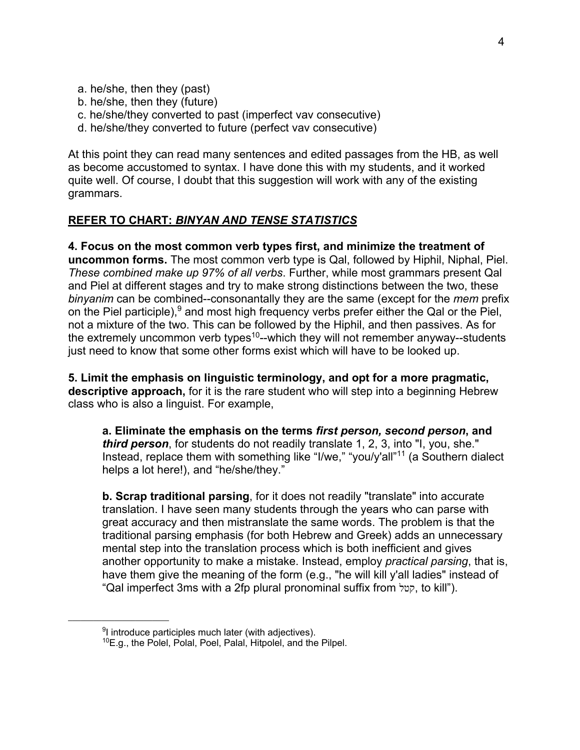a. he/she, then they (past)
b. he/she, then they (future)
c. he/she/they converted to past (imperfect vav consecutive)
d. he/she/they converted to future (perfect vav consecutive)

At this point they can read many sentences and edited passages from the HB, as well as become accustomed to syntax. I have done this with my students, and it worked quite well. Of course, I doubt that this suggestion will work with any of the existing grammars.

**<u>REFER TO CHART: *BINYAN AND TENSE STATISTICS*</u>**

**4. Focus on the most common verb types first, and minimize the treatment of uncommon forms.** The most common verb type is Qal, followed by Hiphil, Niphal, Piel. *These combined make up 97% of all verbs*. Further, while most grammars present Qal and Piel at different stages and try to make strong distinctions between the two, these *binyanim* can be combined--consonantally they are the same (except for the *mem* prefix on the Piel participle),[9] and most high frequency verbs prefer either the Qal or the Piel, not a mixture of the two. This can be followed by the Hiphil, and then passives. As for the extremely uncommon verb types[10]--which they will not remember anyway--students just need to know that some other forms exist which will have to be looked up.

**5. Limit the emphasis on linguistic terminology, and opt for a more pragmatic, descriptive approach,** for it is the rare student who will step into a beginning Hebrew class who is also a linguist. For example,

> **a. Eliminate the emphasis on the terms *first person, second person*, and *third person***, for students do not readily translate 1, 2, 3, into "I, you, she." Instead, replace them with something like "I/we," "you/y'all"[11] (a Southern dialect helps a lot here!), and "he/she/they."
>
> **b. Scrap traditional parsing**, for it does not readily "translate" into accurate translation. I have seen many students through the years who can parse with great accuracy and then mistranslate the same words. The problem is that the traditional parsing emphasis (for both Hebrew and Greek) adds an unnecessary mental step into the translation process which is both inefficient and gives another opportunity to make a mistake. Instead, employ *practical parsing*, that is, have them give the meaning of the form (e.g., "he will kill y'all ladies" instead of "Qal imperfect 3ms with a 2fp plural pronominal suffix from קטל, to kill").

---

[9] I introduce participles much later (with adjectives).

[10] E.g., the Polel, Polal, Poel, Palal, Hitpolel, and the Pilpel.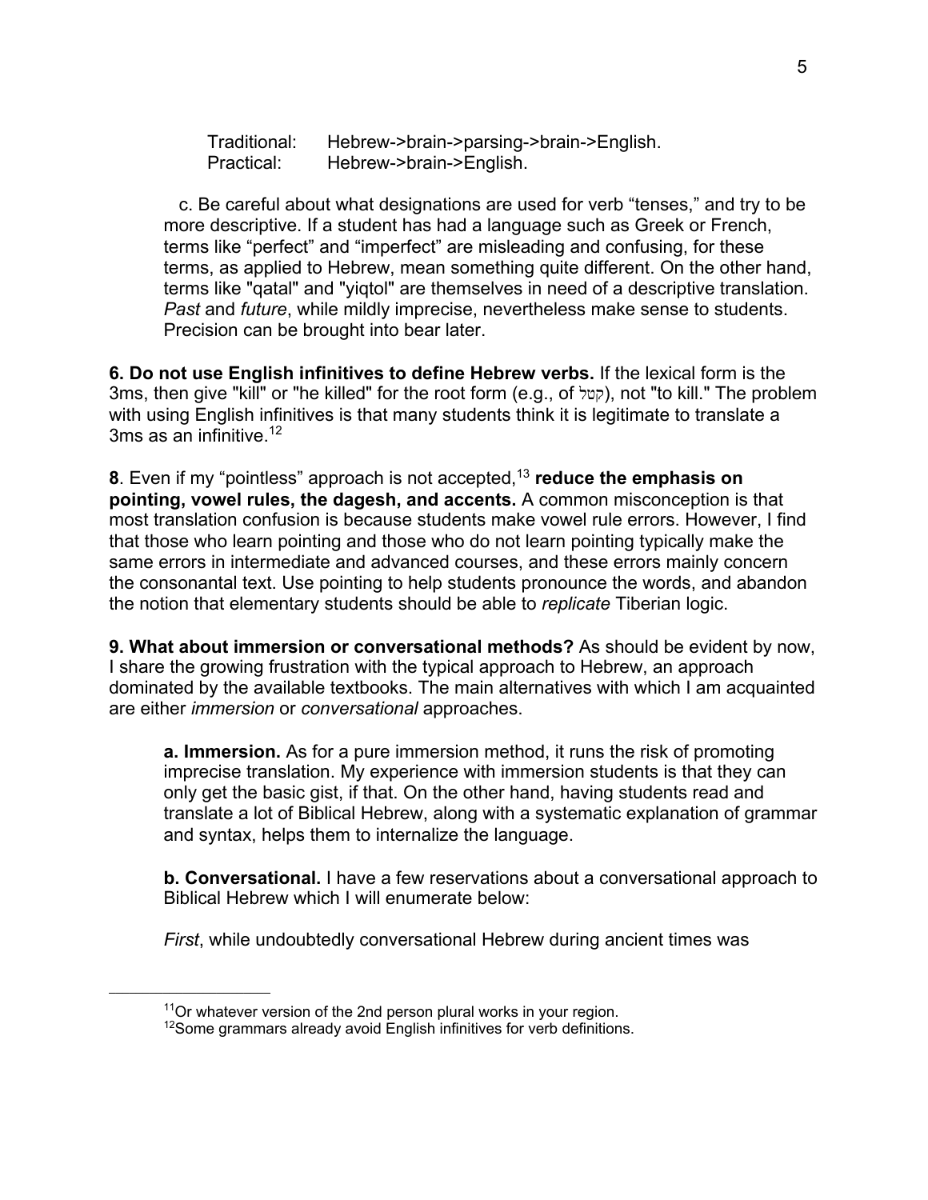Traditional: Hebrew->brain->parsing->brain->English.
Practical: Hebrew->brain->English.

c. Be careful about what designations are used for verb "tenses," and try to be more descriptive. If a student has had a language such as Greek or French, terms like "perfect" and "imperfect" are misleading and confusing, for these terms, as applied to Hebrew, mean something quite different. On the other hand, terms like "qatal" and "yiqtol" are themselves in need of a descriptive translation. *Past* and *future*, while mildly imprecise, nevertheless make sense to students. Precision can be brought into bear later.

**6. Do not use English infinitives to define Hebrew verbs.** If the lexical form is the 3ms, then give "kill" or "he killed" for the root form (e.g., of קטל), not "to kill." The problem with using English infinitives is that many students think it is legitimate to translate a 3ms as an infinitive.[12]

**8**. Even if my "pointless" approach is not accepted,[13] **reduce the emphasis on pointing, vowel rules, the dagesh, and accents.** A common misconception is that most translation confusion is because students make vowel rule errors. However, I find that those who learn pointing and those who do not learn pointing typically make the same errors in intermediate and advanced courses, and these errors mainly concern the consonantal text. Use pointing to help students pronounce the words, and abandon the notion that elementary students should be able to *replicate* Tiberian logic.

**9. What about immersion or conversational methods?** As should be evident by now, I share the growing frustration with the typical approach to Hebrew, an approach dominated by the available textbooks. The main alternatives with which I am acquainted are either *immersion* or *conversational* approaches.

**a. Immersion.** As for a pure immersion method, it runs the risk of promoting imprecise translation. My experience with immersion students is that they can only get the basic gist, if that. On the other hand, having students read and translate a lot of Biblical Hebrew, along with a systematic explanation of grammar and syntax, helps them to internalize the language.

**b. Conversational.** I have a few reservations about a conversational approach to Biblical Hebrew which I will enumerate below:

*First*, while undoubtedly conversational Hebrew during ancient times was

---

[11] Or whatever version of the 2nd person plural works in your region.

[12] Some grammars already avoid English infinitives for verb definitions.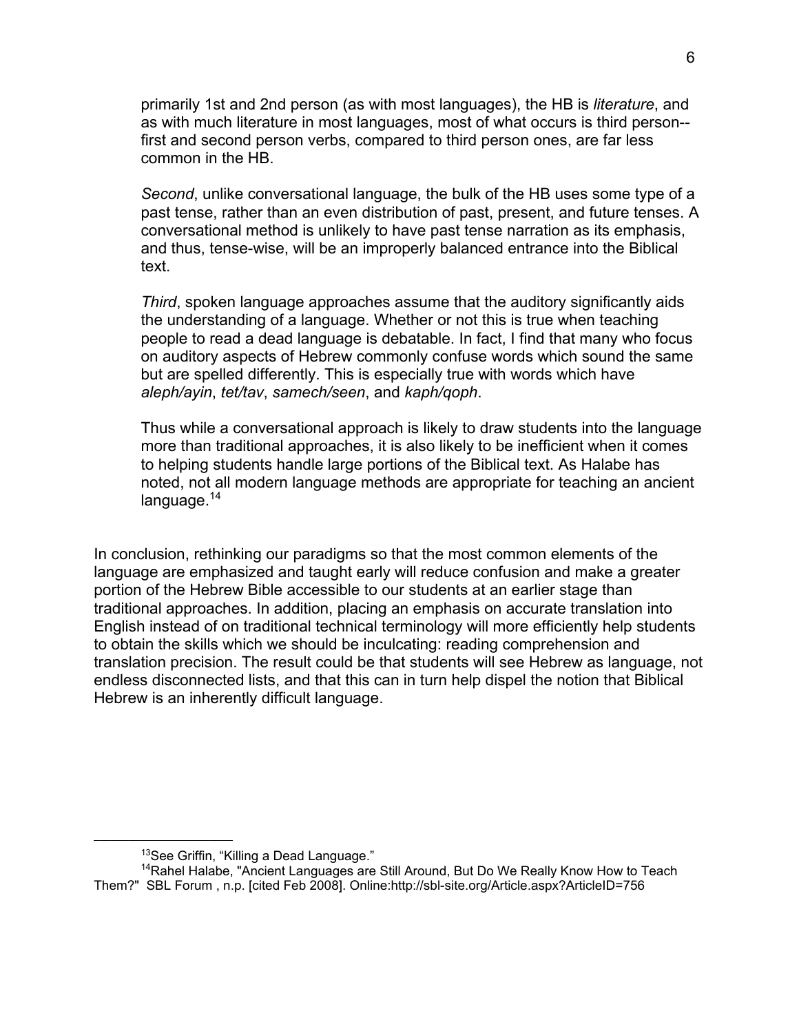primarily 1st and 2nd person (as with most languages), the HB is *literature*, and as with much literature in most languages, most of what occurs is third person--first and second person verbs, compared to third person ones, are far less common in the HB.

*Second*, unlike conversational language, the bulk of the HB uses some type of a past tense, rather than an even distribution of past, present, and future tenses. A conversational method is unlikely to have past tense narration as its emphasis, and thus, tense-wise, will be an improperly balanced entrance into the Biblical text.

*Third*, spoken language approaches assume that the auditory significantly aids the understanding of a language. Whether or not this is true when teaching people to read a dead language is debatable. In fact, I find that many who focus on auditory aspects of Hebrew commonly confuse words which sound the same but are spelled differently. This is especially true with words which have *aleph/ayin*, *tet/tav*, *samech/seen*, and *kaph/qoph*.

Thus while a conversational approach is likely to draw students into the language more than traditional approaches, it is also likely to be inefficient when it comes to helping students handle large portions of the Biblical text. As Halabe has noted, not all modern language methods are appropriate for teaching an ancient language.[14]

In conclusion, rethinking our paradigms so that the most common elements of the language are emphasized and taught early will reduce confusion and make a greater portion of the Hebrew Bible accessible to our students at an earlier stage than traditional approaches. In addition, placing an emphasis on accurate translation into English instead of on traditional technical terminology will more efficiently help students to obtain the skills which we should be inculcating: reading comprehension and translation precision. The result could be that students will see Hebrew as language, not endless disconnected lists, and that this can in turn help dispel the notion that Biblical Hebrew is an inherently difficult language.

---

[13] See Griffin, "Killing a Dead Language."

[14] Rahel Halabe, "Ancient Languages are Still Around, But Do We Really Know How to Teach Them?" SBL Forum , n.p. [cited Feb 2008]. Online:http://sbl-site.org/Article.aspx?ArticleID=756